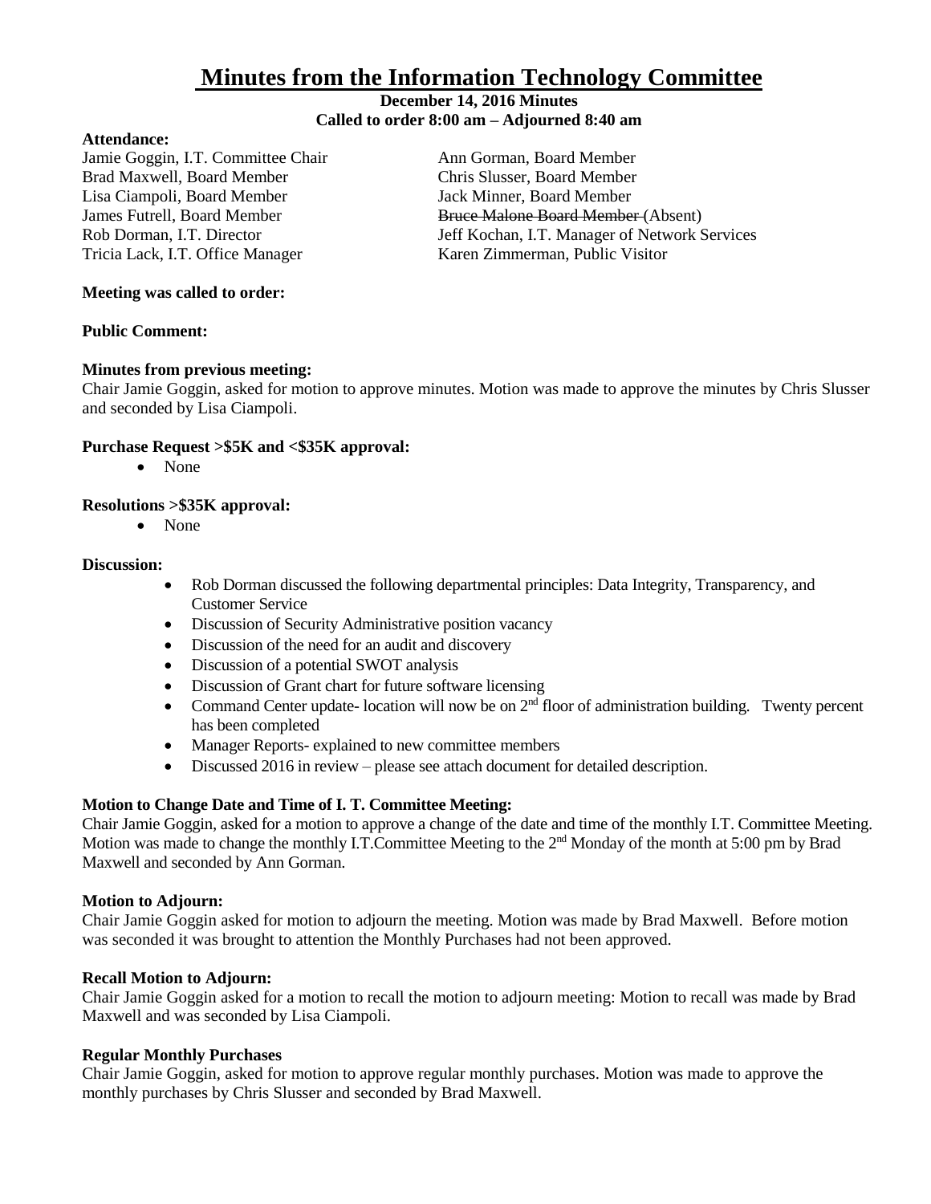# Minutes from the Information Technology Committee

**December 14, 2016 Minutes**
**Called to order 8:00 am – Adjourned 8:40 am**

**Attendance:**

Jamie Goggin, I.T. Committee Chair
Brad Maxwell, Board Member
Lisa Ciampoli, Board Member
James Futrell, Board Member
Rob Dorman, I.T. Director
Tricia Lack, I.T. Office Manager
Ann Gorman, Board Member
Chris Slusser, Board Member
Jack Minner, Board Member
~~Bruce Malone Board Member~~ (Absent)
Jeff Kochan, I.T. Manager of Network Services
Karen Zimmerman, Public Visitor

**Meeting was called to order:**

**Public Comment:**

**Minutes from previous meeting:**
Chair Jamie Goggin, asked for motion to approve minutes. Motion was made to approve the minutes by Chris Slusser and seconded by Lisa Ciampoli.

**Purchase Request >$5K and <$35K approval:**

- None

**Resolutions >$35K approval:**

- None

**Discussion:**

- Rob Dorman discussed the following departmental principles: Data Integrity, Transparency, and Customer Service
- Discussion of Security Administrative position vacancy
- Discussion of the need for an audit and discovery
- Discussion of a potential SWOT analysis
- Discussion of Grant chart for future software licensing
- Command Center update- location will now be on 2nd floor of administration building. Twenty percent has been completed
- Manager Reports- explained to new committee members
- Discussed 2016 in review – please see attach document for detailed description.

**Motion to Change Date and Time of I. T. Committee Meeting:**
Chair Jamie Goggin, asked for a motion to approve a change of the date and time of the monthly I.T. Committee Meeting. Motion was made to change the monthly I.T.Committee Meeting to the 2nd Monday of the month at 5:00 pm by Brad Maxwell and seconded by Ann Gorman.

**Motion to Adjourn:**
Chair Jamie Goggin asked for motion to adjourn the meeting. Motion was made by Brad Maxwell. Before motion was seconded it was brought to attention the Monthly Purchases had not been approved.

**Recall Motion to Adjourn:**
Chair Jamie Goggin asked for a motion to recall the motion to adjourn meeting: Motion to recall was made by Brad Maxwell and was seconded by Lisa Ciampoli.

**Regular Monthly Purchases**
Chair Jamie Goggin, asked for motion to approve regular monthly purchases. Motion was made to approve the monthly purchases by Chris Slusser and seconded by Brad Maxwell.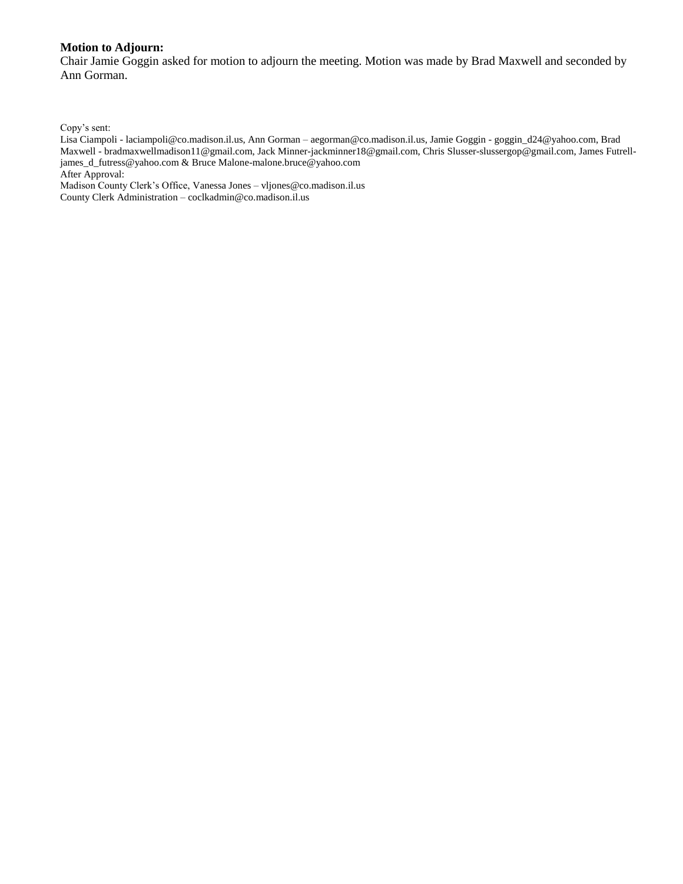**Motion to Adjourn:**
Chair Jamie Goggin asked for motion to adjourn the meeting. Motion was made by Brad Maxwell and seconded by Ann Gorman.

Copy's sent:
Lisa Ciampoli - laciampoli@co.madison.il.us, Ann Gorman – aegorman@co.madison.il.us, Jamie Goggin - goggin_d24@yahoo.com, Brad Maxwell - bradmaxwellmadison11@gmail.com, Jack Minner-jackminner18@gmail.com, Chris Slusser-slussergop@gmail.com, James Futrell-james_d_futress@yahoo.com & Bruce Malone-malone.bruce@yahoo.com
After Approval:
Madison County Clerk's Office, Vanessa Jones – vljones@co.madison.il.us
County Clerk Administration – coclkadmin@co.madison.il.us